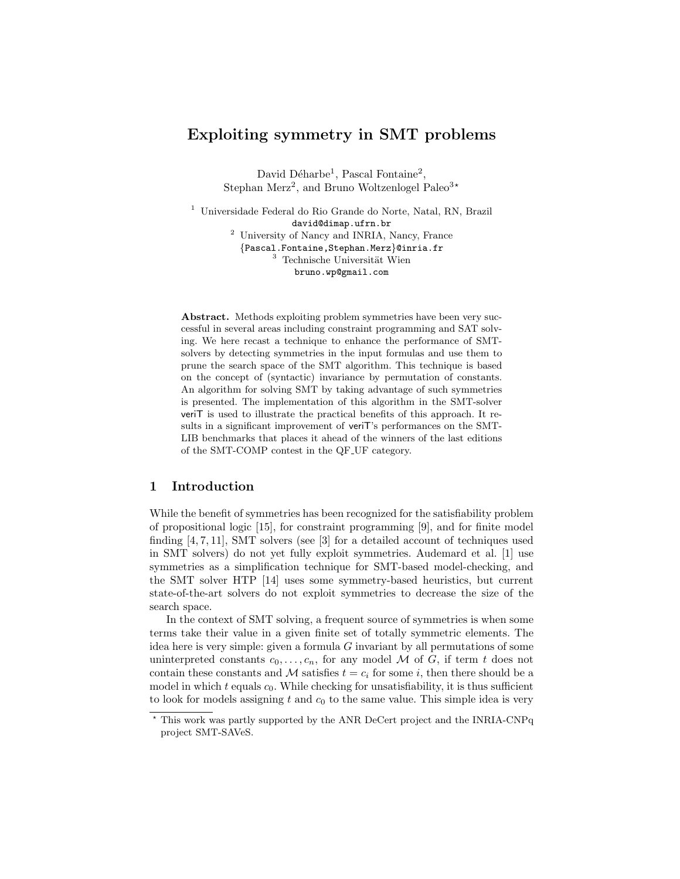# Exploiting symmetry in SMT problems

David Déharbe[1], Pascal Fontaine[2], Stephan Merz[2], and Bruno Woltzenlogel Paleo[3]*

[1] Universidade Federal do Rio Grande do Norte, Natal, RN, Brazil
david@dimap.ufrn.br
[2] University of Nancy and INRIA, Nancy, France
{Pascal.Fontaine,Stephan.Merz}@inria.fr
[3] Technische Universität Wien
bruno.wp@gmail.com

**Abstract.** Methods exploiting problem symmetries have been very successful in several areas including constraint programming and SAT solving. We here recast a technique to enhance the performance of SMT-solvers by detecting symmetries in the input formulas and use them to prune the search space of the SMT algorithm. This technique is based on the concept of (syntactic) invariance by permutation of constants. An algorithm for solving SMT by taking advantage of such symmetries is presented. The implementation of this algorithm in the SMT-solver veriT is used to illustrate the practical benefits of this approach. It results in a significant improvement of veriT's performances on the SMT-LIB benchmarks that places it ahead of the winners of the last editions of the SMT-COMP contest in the QF_UF category.

## 1 Introduction

While the benefit of symmetries has been recognized for the satisfiability problem of propositional logic [15], for constraint programming [9], and for finite model finding [4, 7, 11], SMT solvers (see [3] for a detailed account of techniques used in SMT solvers) do not yet fully exploit symmetries. Audemard et al. [1] use symmetries as a simplification technique for SMT-based model-checking, and the SMT solver HTP [14] uses some symmetry-based heuristics, but current state-of-the-art solvers do not exploit symmetries to decrease the size of the search space.

In the context of SMT solving, a frequent source of symmetries is when some terms take their value in a given finite set of totally symmetric elements. The idea here is very simple: given a formula $G$ invariant by all permutations of some uninterpreted constants $c_0, \ldots, c_n$, for any model $\mathcal{M}$ of $G$, if term $t$ does not contain these constants and $\mathcal{M}$ satisfies $t = c_i$ for some $i$, then there should be a model in which $t$ equals $c_0$. While checking for unsatisfiability, it is thus sufficient to look for models assigning $t$ and $c_0$ to the same value. This simple idea is very

* This work was partly supported by the ANR DeCert project and the INRIA-CNPq project SMT-SAVeS.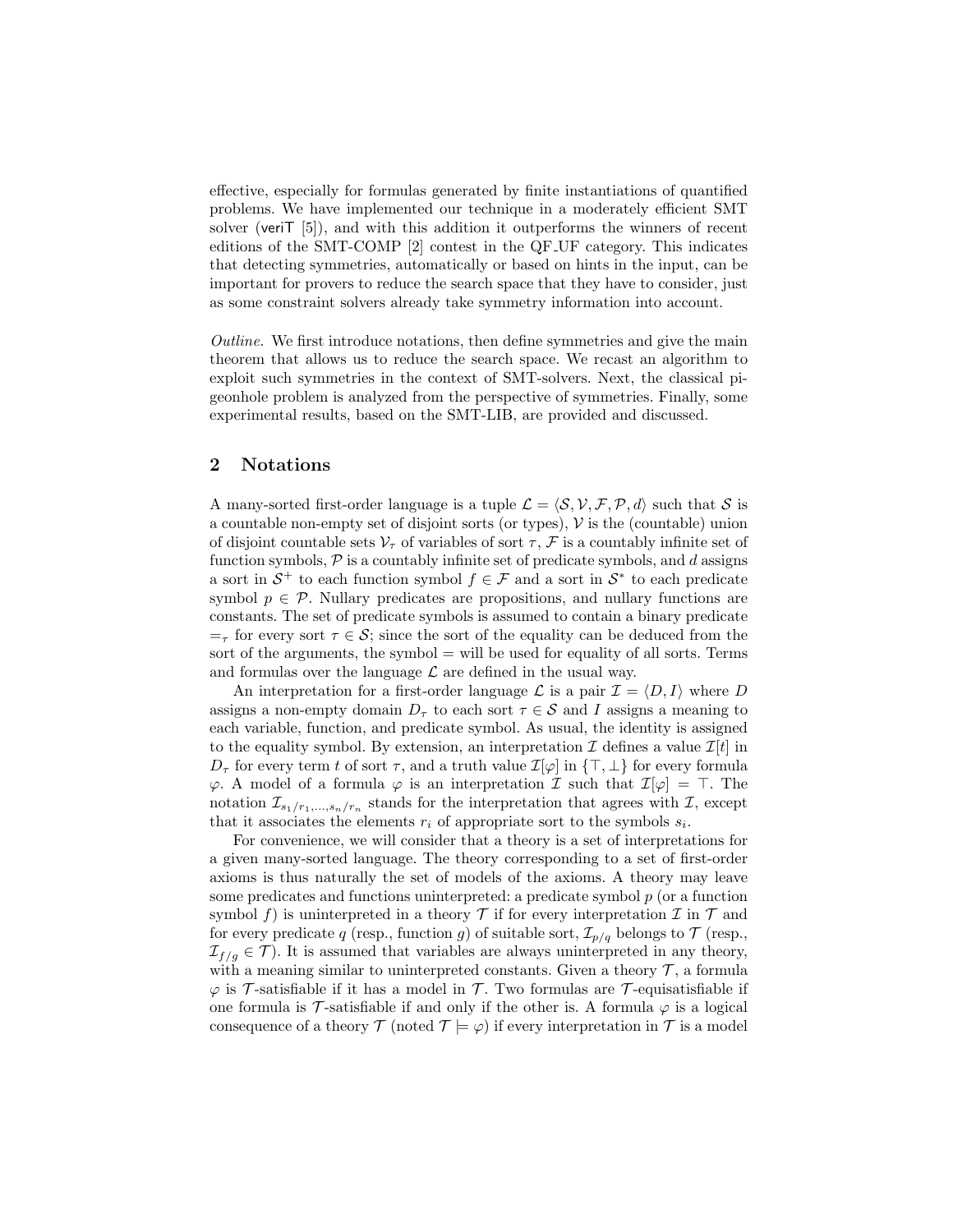effective, especially for formulas generated by finite instantiations of quantified problems. We have implemented our technique in a moderately efficient SMT solver (veriT [5]), and with this addition it outperforms the winners of recent editions of the SMT-COMP [2] contest in the QF_UF category. This indicates that detecting symmetries, automatically or based on hints in the input, can be important for provers to reduce the search space that they have to consider, just as some constraint solvers already take symmetry information into account.

*Outline.* We first introduce notations, then define symmetries and give the main theorem that allows us to reduce the search space. We recast an algorithm to exploit such symmetries in the context of SMT-solvers. Next, the classical pigeonhole problem is analyzed from the perspective of symmetries. Finally, some experimental results, based on the SMT-LIB, are provided and discussed.

## 2 Notations

A many-sorted first-order language is a tuple $\mathcal{L} = \langle \mathcal{S}, \mathcal{V}, \mathcal{F}, \mathcal{P}, d \rangle$ such that $\mathcal{S}$ is a countable non-empty set of disjoint sorts (or types), $\mathcal{V}$ is the (countable) union of disjoint countable sets $\mathcal{V}_\tau$ of variables of sort $\tau$, $\mathcal{F}$ is a countably infinite set of function symbols, $\mathcal{P}$ is a countably infinite set of predicate symbols, and $d$ assigns a sort in $\mathcal{S}^+$ to each function symbol $f \in \mathcal{F}$ and a sort in $\mathcal{S}^*$ to each predicate symbol $p \in \mathcal{P}$. Nullary predicates are propositions, and nullary functions are constants. The set of predicate symbols is assumed to contain a binary predicate $=_\tau$ for every sort $\tau \in \mathcal{S}$; since the sort of the equality can be deduced from the sort of the arguments, the symbol $=$ will be used for equality of all sorts. Terms and formulas over the language $\mathcal{L}$ are defined in the usual way.

An interpretation for a first-order language $\mathcal{L}$ is a pair $\mathcal{I} = \langle D, I \rangle$ where $D$ assigns a non-empty domain $D_\tau$ to each sort $\tau \in \mathcal{S}$ and $I$ assigns a meaning to each variable, function, and predicate symbol. As usual, the identity is assigned to the equality symbol. By extension, an interpretation $\mathcal{I}$ defines a value $\mathcal{I}[t]$ in $D_\tau$ for every term $t$ of sort $\tau$, and a truth value $\mathcal{I}[\varphi]$ in $\{\top, \bot\}$ for every formula $\varphi$. A model of a formula $\varphi$ is an interpretation $\mathcal{I}$ such that $\mathcal{I}[\varphi] = \top$. The notation $\mathcal{I}_{s_1/r_1,\ldots,s_n/r_n}$ stands for the interpretation that agrees with $\mathcal{I}$, except that it associates the elements $r_i$ of appropriate sort to the symbols $s_i$.

For convenience, we will consider that a theory is a set of interpretations for a given many-sorted language. The theory corresponding to a set of first-order axioms is thus naturally the set of models of the axioms. A theory may leave some predicates and functions uninterpreted: a predicate symbol $p$ (or a function symbol $f$) is uninterpreted in a theory $\mathcal{T}$ if for every interpretation $\mathcal{I}$ in $\mathcal{T}$ and for every predicate $q$ (resp., function $g$) of suitable sort, $\mathcal{I}_{p/q}$ belongs to $\mathcal{T}$ (resp., $\mathcal{I}_{f/g} \in \mathcal{T}$). It is assumed that variables are always uninterpreted in any theory, with a meaning similar to uninterpreted constants. Given a theory $\mathcal{T}$, a formula $\varphi$ is $\mathcal{T}$-satisfiable if it has a model in $\mathcal{T}$. Two formulas are $\mathcal{T}$-equisatisfiable if one formula is $\mathcal{T}$-satisfiable if and only if the other is. A formula $\varphi$ is a logical consequence of a theory $\mathcal{T}$ (noted $\mathcal{T} \models \varphi$) if every interpretation in $\mathcal{T}$ is a model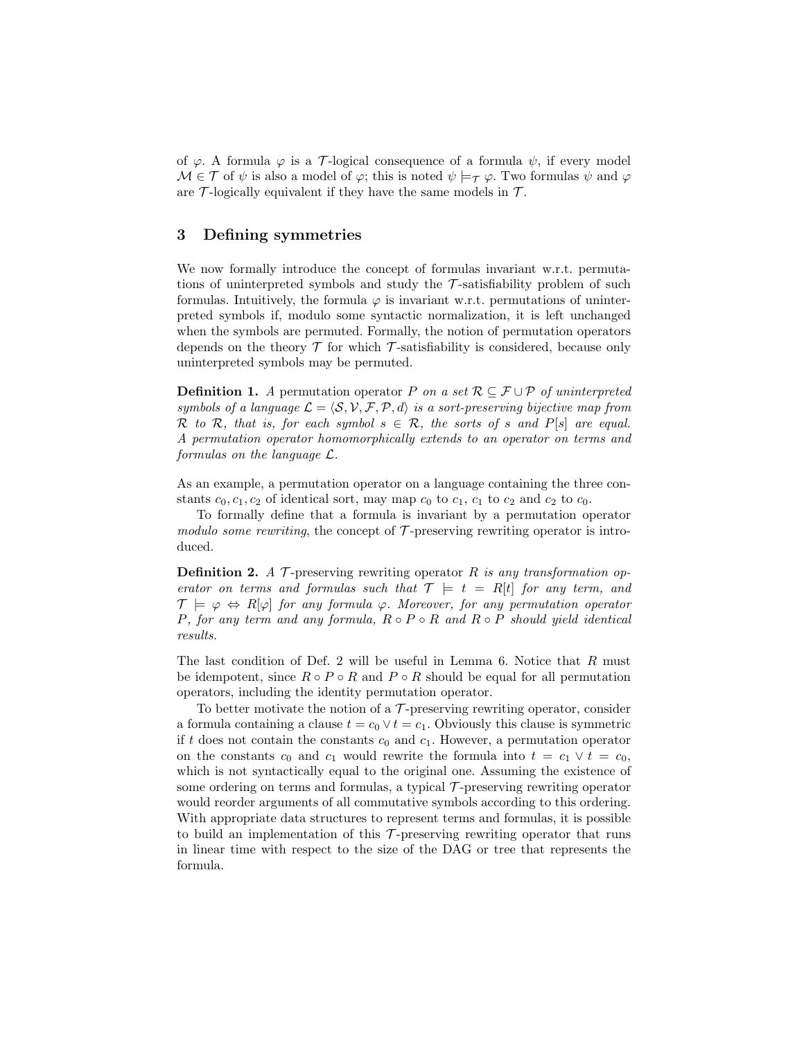of $\varphi$. A formula $\varphi$ is a $\mathcal{T}$-logical consequence of a formula $\psi$, if every model $\mathcal{M} \in \mathcal{T}$ of $\psi$ is also a model of $\varphi$; this is noted $\psi \models_{\mathcal{T}} \varphi$. Two formulas $\psi$ and $\varphi$ are $\mathcal{T}$-logically equivalent if they have the same models in $\mathcal{T}$.

## 3 Defining symmetries

We now formally introduce the concept of formulas invariant w.r.t. permutations of uninterpreted symbols and study the $\mathcal{T}$-satisfiability problem of such formulas. Intuitively, the formula $\varphi$ is invariant w.r.t. permutations of uninterpreted symbols if, modulo some syntactic normalization, it is left unchanged when the symbols are permuted. Formally, the notion of permutation operators depends on the theory $\mathcal{T}$ for which $\mathcal{T}$-satisfiability is considered, because only uninterpreted symbols may be permuted.

**Definition 1.** *A* permutation operator *$P$ on a set $\mathcal{R} \subseteq \mathcal{F} \cup \mathcal{P}$ of uninterpreted symbols of a language $\mathcal{L} = \langle \mathcal{S}, \mathcal{V}, \mathcal{F}, \mathcal{P}, d \rangle$ is a sort-preserving bijective map from $\mathcal{R}$ to $\mathcal{R}$, that is, for each symbol $s \in \mathcal{R}$, the sorts of $s$ and $P[s]$ are equal. A permutation operator homomorphically extends to an operator on terms and formulas on the language $\mathcal{L}$.*

As an example, a permutation operator on a language containing the three constants $c_0, c_1, c_2$ of identical sort, may map $c_0$ to $c_1$, $c_1$ to $c_2$ and $c_2$ to $c_0$.

To formally define that a formula is invariant by a permutation operator *modulo some rewriting*, the concept of $\mathcal{T}$-preserving rewriting operator is introduced.

**Definition 2.** *A $\mathcal{T}$-*preserving rewriting operator *$R$ is any transformation operator on terms and formulas such that $\mathcal{T} \models t = R[t]$ for any term, and $\mathcal{T} \models \varphi \Leftrightarrow R[\varphi]$ for any formula $\varphi$. Moreover, for any permutation operator $P$, for any term and any formula, $R \circ P \circ R$ and $R \circ P$ should yield identical results.*

The last condition of Def. 2 will be useful in Lemma 6. Notice that $R$ must be idempotent, since $R \circ P \circ R$ and $P \circ R$ should be equal for all permutation operators, including the identity permutation operator.

To better motivate the notion of a $\mathcal{T}$-preserving rewriting operator, consider a formula containing a clause $t = c_0 \vee t = c_1$. Obviously this clause is symmetric if $t$ does not contain the constants $c_0$ and $c_1$. However, a permutation operator on the constants $c_0$ and $c_1$ would rewrite the formula into $t = c_1 \vee t = c_0$, which is not syntactically equal to the original one. Assuming the existence of some ordering on terms and formulas, a typical $\mathcal{T}$-preserving rewriting operator would reorder arguments of all commutative symbols according to this ordering. With appropriate data structures to represent terms and formulas, it is possible to build an implementation of this $\mathcal{T}$-preserving rewriting operator that runs in linear time with respect to the size of the DAG or tree that represents the formula.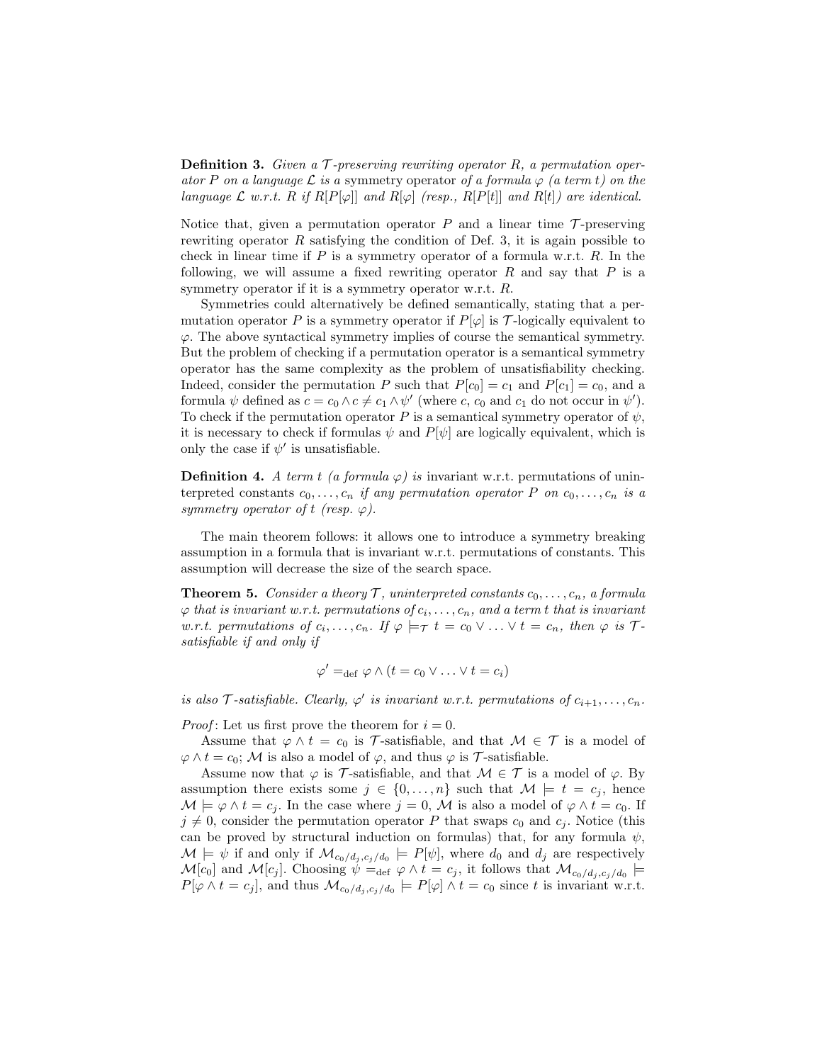**Definition 3.** *Given a $\mathcal{T}$-preserving rewriting operator $R$, a permutation operator $P$ on a language $\mathcal{L}$ is a* symmetry operator *of a formula $\varphi$ (a term $t$) on the language $\mathcal{L}$ w.r.t. $R$ if $R[P[\varphi]]$ and $R[\varphi]$ (resp., $R[P[t]]$ and $R[t]$) are identical.*

Notice that, given a permutation operator $P$ and a linear time $\mathcal{T}$-preserving rewriting operator $R$ satisfying the condition of Def. 3, it is again possible to check in linear time if $P$ is a symmetry operator of a formula w.r.t. $R$. In the following, we will assume a fixed rewriting operator $R$ and say that $P$ is a symmetry operator if it is a symmetry operator w.r.t. $R$.

Symmetries could alternatively be defined semantically, stating that a permutation operator $P$ is a symmetry operator if $P[\varphi]$ is $\mathcal{T}$-logically equivalent to $\varphi$. The above syntactical symmetry implies of course the semantical symmetry. But the problem of checking if a permutation operator is a semantical symmetry operator has the same complexity as the problem of unsatisfiability checking. Indeed, consider the permutation $P$ such that $P[c_0] = c_1$ and $P[c_1] = c_0$, and a formula $\psi$ defined as $c = c_0 \wedge c \neq c_1 \wedge \psi'$ (where $c$, $c_0$ and $c_1$ do not occur in $\psi'$). To check if the permutation operator $P$ is a semantical symmetry operator of $\psi$, it is necessary to check if formulas $\psi$ and $P[\psi]$ are logically equivalent, which is only the case if $\psi'$ is unsatisfiable.

**Definition 4.** *A term $t$ (a formula $\varphi$) is* invariant *w.r.t. permutations of uninterpreted constants $c_0, \ldots, c_n$ if any permutation operator $P$ on $c_0, \ldots, c_n$ is a symmetry operator of $t$ (resp. $\varphi$).*

The main theorem follows: it allows one to introduce a symmetry breaking assumption in a formula that is invariant w.r.t. permutations of constants. This assumption will decrease the size of the search space.

**Theorem 5.** *Consider a theory $\mathcal{T}$, uninterpreted constants $c_0, \ldots, c_n$, a formula $\varphi$ that is invariant w.r.t. permutations of $c_i, \ldots, c_n$, and a term $t$ that is invariant w.r.t. permutations of $c_i, \ldots, c_n$. If $\varphi \models_{\mathcal{T}} t = c_0 \vee \ldots \vee t = c_n$, then $\varphi$ is $\mathcal{T}$-satisfiable if and only if*

$$\varphi' =_{\text{def}} \varphi \wedge (t = c_0 \vee \ldots \vee t = c_i)$$

*is also $\mathcal{T}$-satisfiable. Clearly, $\varphi'$ is invariant w.r.t. permutations of $c_{i+1}, \ldots, c_n$.*

*Proof*: Let us first prove the theorem for $i = 0$.

Assume that $\varphi \wedge t = c_0$ is $\mathcal{T}$-satisfiable, and that $\mathcal{M} \in \mathcal{T}$ is a model of $\varphi \wedge t = c_0$; $\mathcal{M}$ is also a model of $\varphi$, and thus $\varphi$ is $\mathcal{T}$-satisfiable.

Assume now that $\varphi$ is $\mathcal{T}$-satisfiable, and that $\mathcal{M} \in \mathcal{T}$ is a model of $\varphi$. By assumption there exists some $j \in \{0, \ldots, n\}$ such that $\mathcal{M} \models t = c_j$, hence $\mathcal{M} \models \varphi \wedge t = c_j$. In the case where $j = 0$, $\mathcal{M}$ is also a model of $\varphi \wedge t = c_0$. If $j \neq 0$, consider the permutation operator $P$ that swaps $c_0$ and $c_j$. Notice (this can be proved by structural induction on formulas) that, for any formula $\psi$, $\mathcal{M} \models \psi$ if and only if $\mathcal{M}_{c_0/d_j, c_j/d_0} \models P[\psi]$, where $d_0$ and $d_j$ are respectively $\mathcal{M}[c_0]$ and $\mathcal{M}[c_j]$. Choosing $\psi =_{\text{def}} \varphi \wedge t = c_j$, it follows that $\mathcal{M}_{c_0/d_j, c_j/d_0} \models P[\varphi \wedge t = c_j]$, and thus $\mathcal{M}_{c_0/d_j, c_j/d_0} \models P[\varphi] \wedge t = c_0$ since $t$ is invariant w.r.t.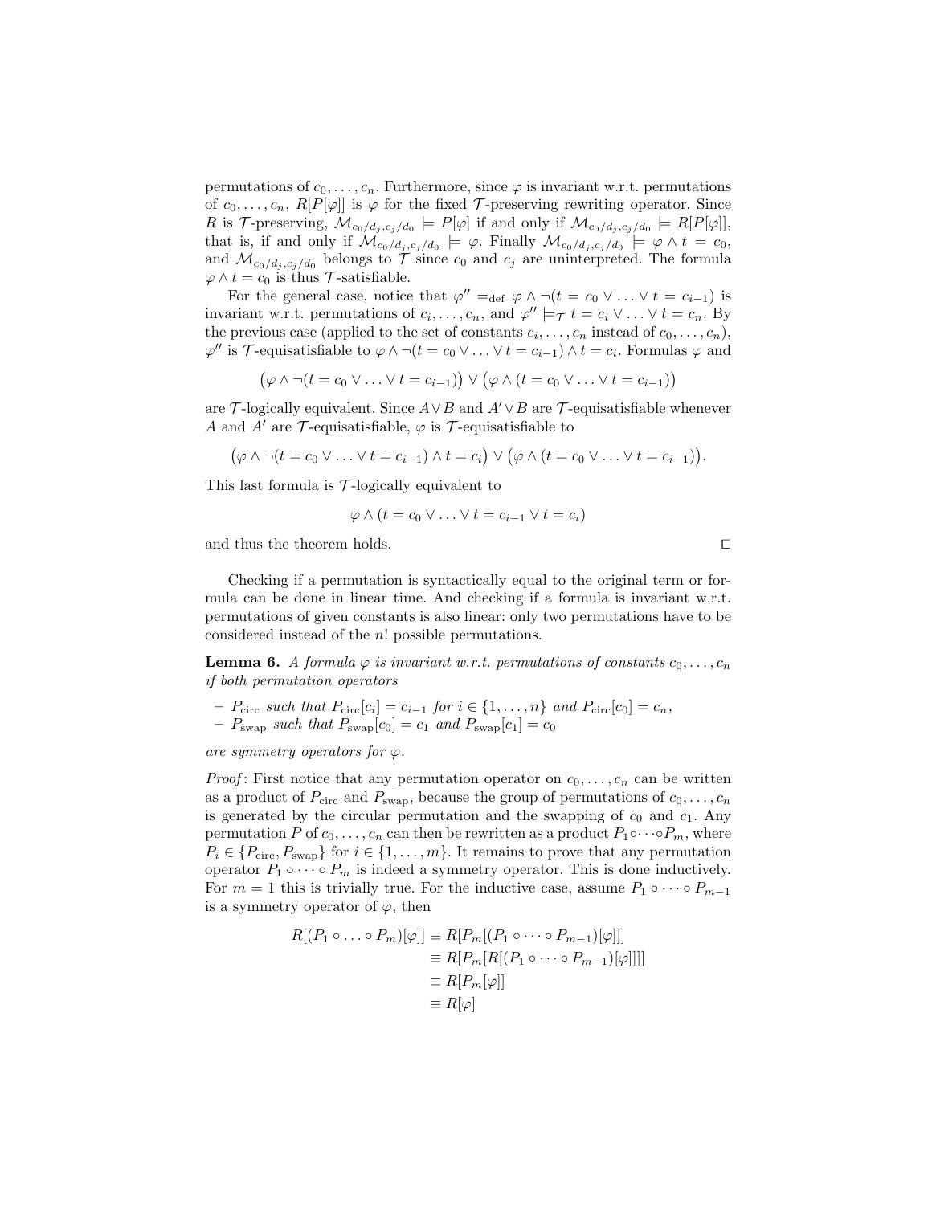permutations of $c_0, \ldots, c_n$. Furthermore, since $\varphi$ is invariant w.r.t. permutations of $c_0, \ldots, c_n$, $R[P[\varphi]]$ is $\varphi$ for the fixed $\mathcal{T}$-preserving rewriting operator. Since $R$ is $\mathcal{T}$-preserving, $\mathcal{M}_{c_0/d_j, c_j/d_0} \models P[\varphi]$ if and only if $\mathcal{M}_{c_0/d_j, c_j/d_0} \models R[P[\varphi]]$, that is, if and only if $\mathcal{M}_{c_0/d_j, c_j/d_0} \models \varphi$. Finally $\mathcal{M}_{c_0/d_j, c_j/d_0} \models \varphi \wedge t = c_0$, and $\mathcal{M}_{c_0/d_j, c_j/d_0}$ belongs to $\mathcal{T}$ since $c_0$ and $c_j$ are uninterpreted. The formula $\varphi \wedge t = c_0$ is thus $\mathcal{T}$-satisfiable.

For the general case, notice that $\varphi'' =_{\text{def}} \varphi \wedge \neg(t = c_0 \vee \ldots \vee t = c_{i-1})$ is invariant w.r.t. permutations of $c_i, \ldots, c_n$, and $\varphi'' \models_{\mathcal{T}} t = c_i \vee \ldots \vee t = c_n$. By the previous case (applied to the set of constants $c_i, \ldots, c_n$ instead of $c_0, \ldots, c_n$), $\varphi''$ is $\mathcal{T}$-equisatisfiable to $\varphi \wedge \neg(t = c_0 \vee \ldots \vee t = c_{i-1}) \wedge t = c_i$. Formulas $\varphi$ and

$$\big(\varphi \wedge \neg(t = c_0 \vee \ldots \vee t = c_{i-1})\big) \vee \big(\varphi \wedge (t = c_0 \vee \ldots \vee t = c_{i-1})\big)$$

are $\mathcal{T}$-logically equivalent. Since $A \vee B$ and $A' \vee B$ are $\mathcal{T}$-equisatisfiable whenever $A$ and $A'$ are $\mathcal{T}$-equisatisfiable, $\varphi$ is $\mathcal{T}$-equisatisfiable to

$$\big(\varphi \wedge \neg(t = c_0 \vee \ldots \vee t = c_{i-1}) \wedge t = c_i\big) \vee \big(\varphi \wedge (t = c_0 \vee \ldots \vee t = c_{i-1})\big).$$

This last formula is $\mathcal{T}$-logically equivalent to

$$\varphi \wedge (t = c_0 \vee \ldots \vee t = c_{i-1} \vee t = c_i)$$

and thus the theorem holds. □

Checking if a permutation is syntactically equal to the original term or formula can be done in linear time. And checking if a formula is invariant w.r.t. permutations of given constants is also linear: only two permutations have to be considered instead of the $n!$ possible permutations.

**Lemma 6.** *A formula $\varphi$ is invariant w.r.t. permutations of constants $c_0, \ldots, c_n$ if both permutation operators*

- $P_{\text{circ}}$ *such that* $P_{\text{circ}}[c_i] = c_{i-1}$ *for* $i \in \{1, \ldots, n\}$ *and* $P_{\text{circ}}[c_0] = c_n$,
- $P_{\text{swap}}$ *such that* $P_{\text{swap}}[c_0] = c_1$ *and* $P_{\text{swap}}[c_1] = c_0$

*are symmetry operators for $\varphi$.*

*Proof*: First notice that any permutation operator on $c_0, \ldots, c_n$ can be written as a product of $P_{\text{circ}}$ and $P_{\text{swap}}$, because the group of permutations of $c_0, \ldots, c_n$ is generated by the circular permutation and the swapping of $c_0$ and $c_1$. Any permutation $P$ of $c_0, \ldots, c_n$ can then be rewritten as a product $P_1 \circ \cdots \circ P_m$, where $P_i \in \{P_{\text{circ}}, P_{\text{swap}}\}$ for $i \in \{1, \ldots, m\}$. It remains to prove that any permutation operator $P_1 \circ \cdots \circ P_m$ is indeed a symmetry operator. This is done inductively. For $m = 1$ this is trivially true. For the inductive case, assume $P_1 \circ \cdots \circ P_{m-1}$ is a symmetry operator of $\varphi$, then

$$\begin{aligned}
R[(P_1 \circ \ldots \circ P_m)[\varphi]] &\equiv R[P_m[(P_1 \circ \cdots \circ P_{m-1})[\varphi]]] \\
&\equiv R[P_m[R[(P_1 \circ \cdots \circ P_{m-1})[\varphi]]]] \\
&\equiv R[P_m[\varphi]] \\
&\equiv R[\varphi]
\end{aligned}$$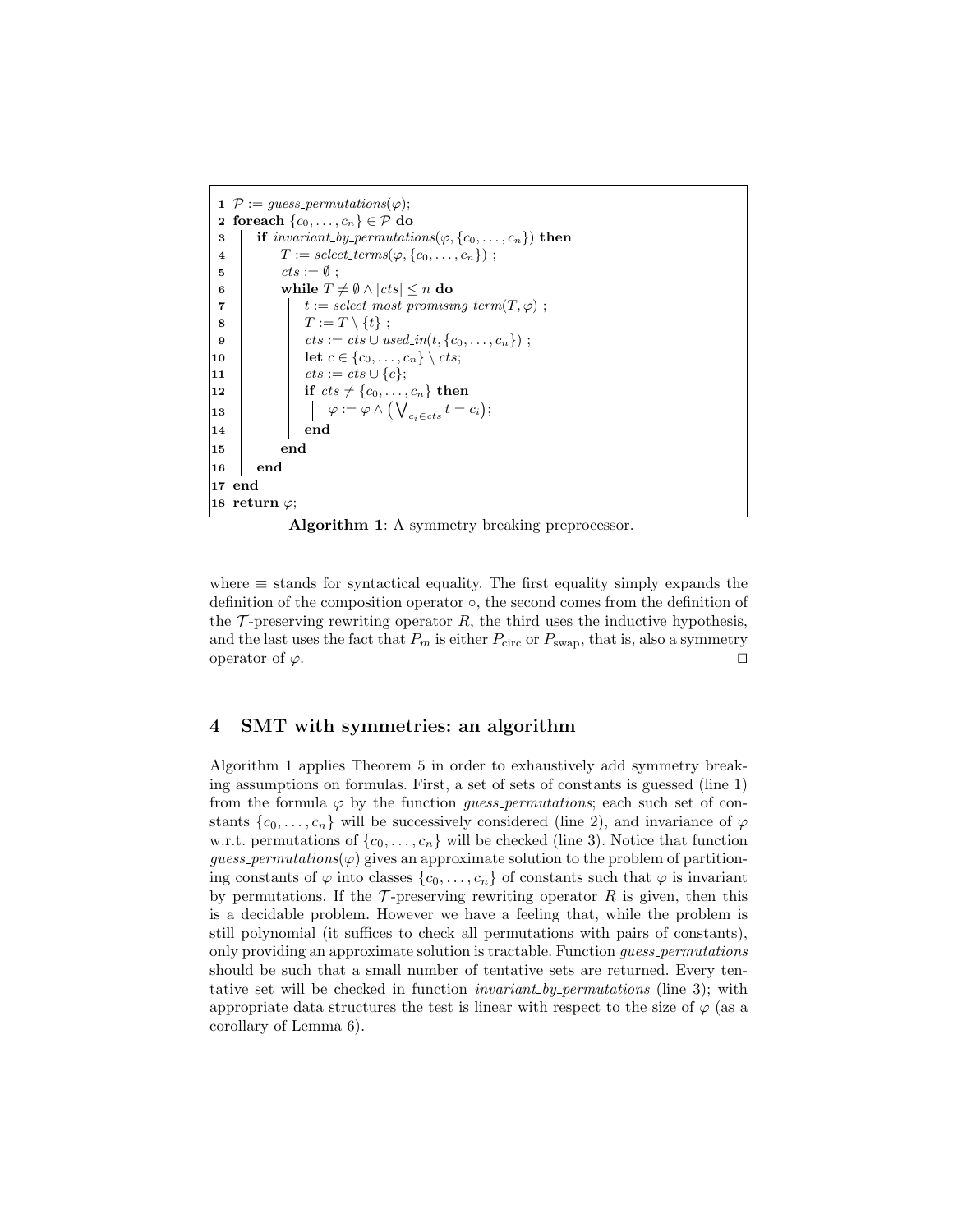```
1  P := guess_permutations(φ);
2  foreach {c_0, ..., c_n} ∈ P do
3  |  if invariant_by_permutations(φ, {c_0, ..., c_n}) then
4  |  |  T := select_terms(φ, {c_0, ..., c_n}) ;
5  |  |  cts := ∅ ;
6  |  |  while T ≠ ∅ ∧ |cts| ≤ n do
7  |  |  |  t := select_most_promising_term(T, φ) ;
8  |  |  |  T := T \ {t} ;
9  |  |  |  cts := cts ∪ used_in(t, {c_0, ..., c_n}) ;
10 |  |  |  let c ∈ {c_0, ..., c_n} \ cts;
11 |  |  |  cts := cts ∪ {c};
12 |  |  |  if cts ≠ {c_0, ..., c_n} then
13 |  |  |  |  φ := φ ∧ ( ⋁_{c_i ∈ cts} t = c_i );
14 |  |  |  end
15 |  |  end
16 |  end
17 end
18 return φ;
```

**Algorithm 1**: A symmetry breaking preprocessor.

where $\equiv$ stands for syntactical equality. The first equality simply expands the definition of the composition operator $\circ$, the second comes from the definition of the $\mathcal{T}$-preserving rewriting operator $R$, the third uses the inductive hypothesis, and the last uses the fact that $P_m$ is either $P_{\text{circ}}$ or $P_{\text{swap}}$, that is, also a symmetry operator of $\varphi$. $\square$

## 4 SMT with symmetries: an algorithm

Algorithm 1 applies Theorem 5 in order to exhaustively add symmetry breaking assumptions on formulas. First, a set of sets of constants is guessed (line 1) from the formula $\varphi$ by the function *guess_permutations*; each such set of constants $\{c_0, \ldots, c_n\}$ will be successively considered (line 2), and invariance of $\varphi$ w.r.t. permutations of $\{c_0, \ldots, c_n\}$ will be checked (line 3). Notice that function *guess_permutations*($\varphi$) gives an approximate solution to the problem of partitioning constants of $\varphi$ into classes $\{c_0, \ldots, c_n\}$ of constants such that $\varphi$ is invariant by permutations. If the $\mathcal{T}$-preserving rewriting operator $R$ is given, then this is a decidable problem. However we have a feeling that, while the problem is still polynomial (it suffices to check all permutations with pairs of constants), only providing an approximate solution is tractable. Function *guess_permutations* should be such that a small number of tentative sets are returned. Every tentative set will be checked in function *invariant_by_permutations* (line 3); with appropriate data structures the test is linear with respect to the size of $\varphi$ (as a corollary of Lemma 6).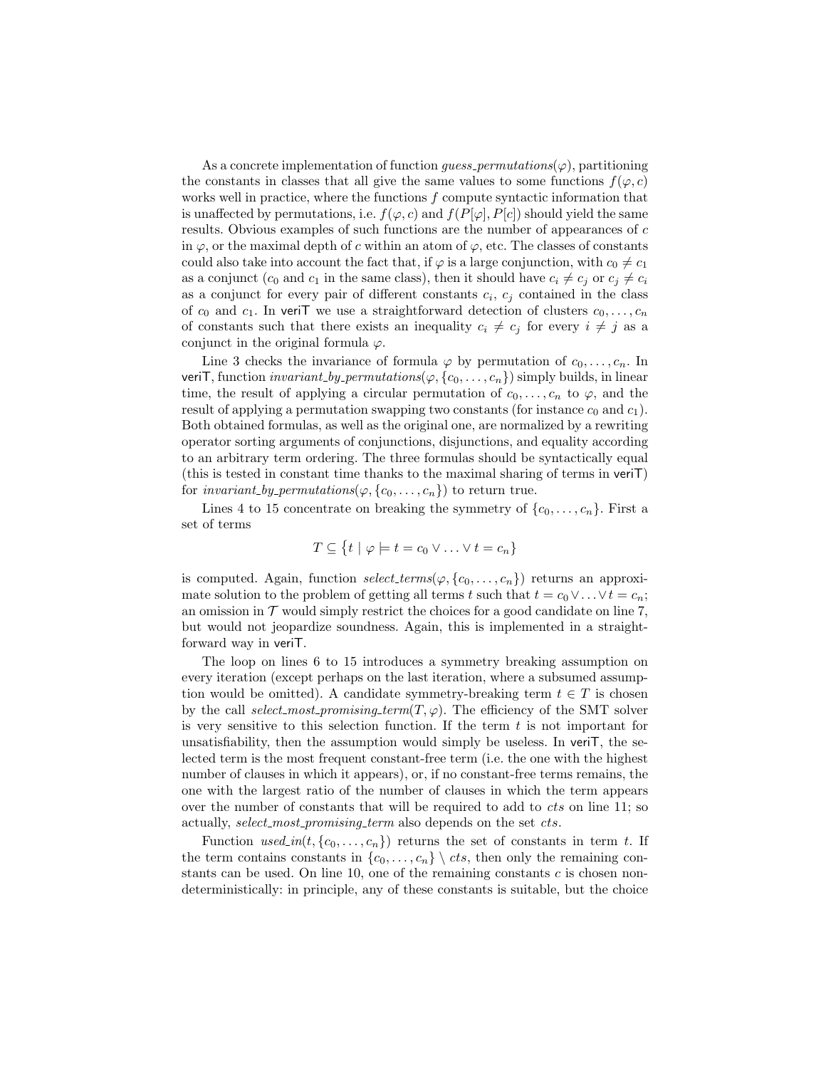As a concrete implementation of function *guess_permutations*($\varphi$), partitioning the constants in classes that all give the same values to some functions $f(\varphi, c)$ works well in practice, where the functions $f$ compute syntactic information that is unaffected by permutations, i.e. $f(\varphi, c)$ and $f(P[\varphi], P[c])$ should yield the same results. Obvious examples of such functions are the number of appearances of $c$ in $\varphi$, or the maximal depth of $c$ within an atom of $\varphi$, etc. The classes of constants could also take into account the fact that, if $\varphi$ is a large conjunction, with $c_0 \neq c_1$ as a conjunct ($c_0$ and $c_1$ in the same class), then it should have $c_i \neq c_j$ or $c_j \neq c_i$ as a conjunct for every pair of different constants $c_i$, $c_j$ contained in the class of $c_0$ and $c_1$. In veriT we use a straightforward detection of clusters $c_0, \ldots, c_n$ of constants such that there exists an inequality $c_i \neq c_j$ for every $i \neq j$ as a conjunct in the original formula $\varphi$.

Line 3 checks the invariance of formula $\varphi$ by permutation of $c_0, \ldots, c_n$. In veriT, function *invariant_by_permutations*($\varphi, \{c_0, \ldots, c_n\}$) simply builds, in linear time, the result of applying a circular permutation of $c_0, \ldots, c_n$ to $\varphi$, and the result of applying a permutation swapping two constants (for instance $c_0$ and $c_1$). Both obtained formulas, as well as the original one, are normalized by a rewriting operator sorting arguments of conjunctions, disjunctions, and equality according to an arbitrary term ordering. The three formulas should be syntactically equal (this is tested in constant time thanks to the maximal sharing of terms in veriT) for *invariant_by_permutations*($\varphi, \{c_0, \ldots, c_n\}$) to return true.

Lines 4 to 15 concentrate on breaking the symmetry of $\{c_0, \ldots, c_n\}$. First a set of terms

$$T \subseteq \{t \mid \varphi \models t = c_0 \vee \ldots \vee t = c_n\}$$

is computed. Again, function *select_terms*($\varphi, \{c_0, \ldots, c_n\}$) returns an approximate solution to the problem of getting all terms $t$ such that $t = c_0 \vee \ldots \vee t = c_n$; an omission in $\mathcal{T}$ would simply restrict the choices for a good candidate on line 7, but would not jeopardize soundness. Again, this is implemented in a straightforward way in veriT.

The loop on lines 6 to 15 introduces a symmetry breaking assumption on every iteration (except perhaps on the last iteration, where a subsumed assumption would be omitted). A candidate symmetry-breaking term $t \in T$ is chosen by the call *select_most_promising_term*($T, \varphi$). The efficiency of the SMT solver is very sensitive to this selection function. If the term $t$ is not important for unsatisfiability, then the assumption would simply be useless. In veriT, the selected term is the most frequent constant-free term (i.e. the one with the highest number of clauses in which it appears), or, if no constant-free terms remains, the one with the largest ratio of the number of clauses in which the term appears over the number of constants that will be required to add to *cts* on line 11; so actually, *select_most_promising_term* also depends on the set *cts*.

Function *used_in*($t, \{c_0, \ldots, c_n\}$) returns the set of constants in term $t$. If the term contains constants in $\{c_0, \ldots, c_n\} \setminus cts$, then only the remaining constants can be used. On line 10, one of the remaining constants $c$ is chosen non-deterministically: in principle, any of these constants is suitable, but the choice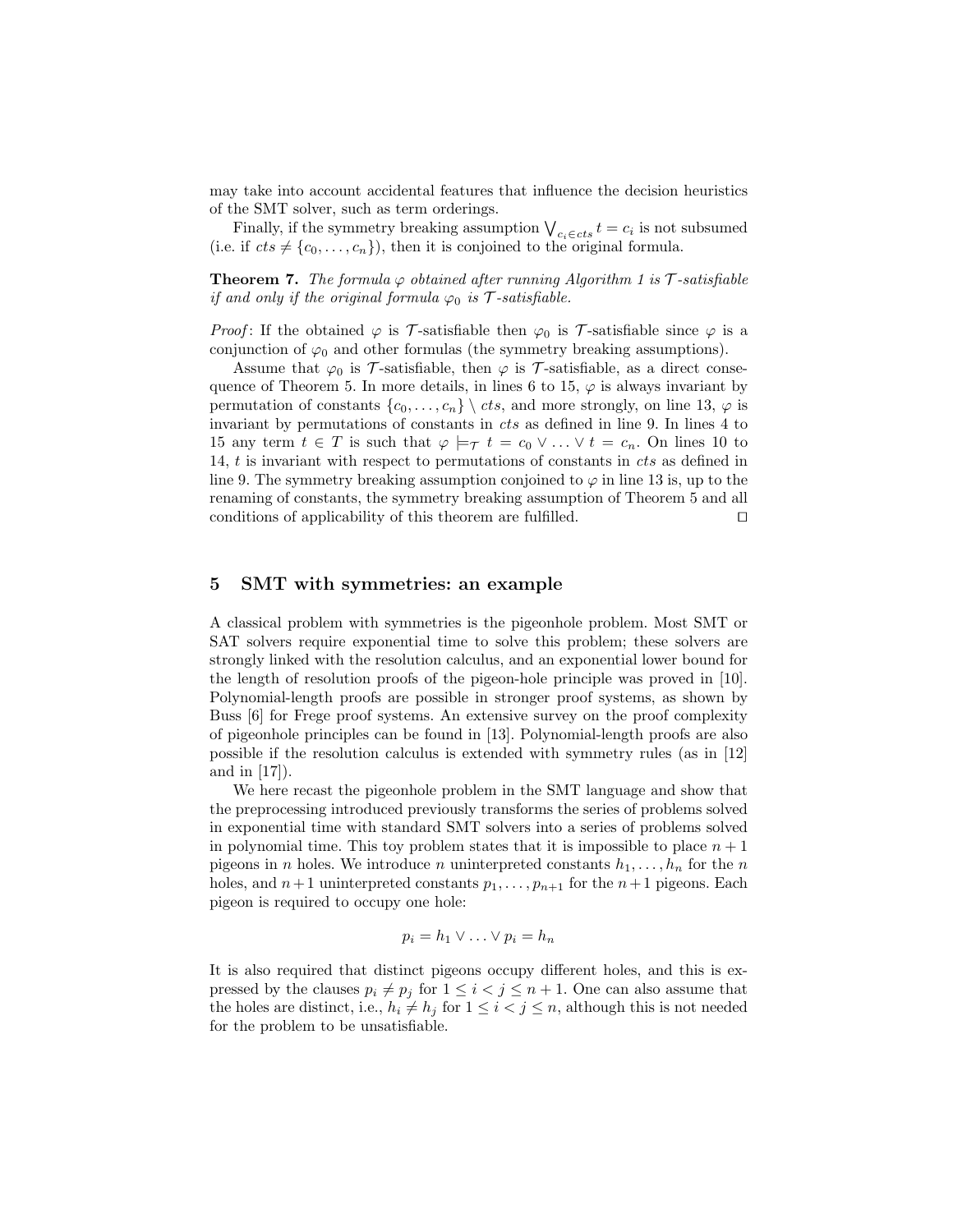may take into account accidental features that influence the decision heuristics of the SMT solver, such as term orderings.

Finally, if the symmetry breaking assumption $\bigvee_{c_i \in cts} t = c_i$ is not subsumed (i.e. if $cts \neq \{c_0, \ldots, c_n\}$), then it is conjoined to the original formula.

**Theorem 7.** *The formula $\varphi$ obtained after running Algorithm 1 is $\mathcal{T}$-satisfiable if and only if the original formula $\varphi_0$ is $\mathcal{T}$-satisfiable.*

*Proof*: If the obtained $\varphi$ is $\mathcal{T}$-satisfiable then $\varphi_0$ is $\mathcal{T}$-satisfiable since $\varphi$ is a conjunction of $\varphi_0$ and other formulas (the symmetry breaking assumptions).

Assume that $\varphi_0$ is $\mathcal{T}$-satisfiable, then $\varphi$ is $\mathcal{T}$-satisfiable, as a direct consequence of Theorem 5. In more details, in lines 6 to 15, $\varphi$ is always invariant by permutation of constants $\{c_0, \ldots, c_n\} \setminus cts$, and more strongly, on line 13, $\varphi$ is invariant by permutations of constants in $cts$ as defined in line 9. In lines 4 to 15 any term $t \in T$ is such that $\varphi \models_{\mathcal{T}} t = c_0 \vee \ldots \vee t = c_n$. On lines 10 to 14, $t$ is invariant with respect to permutations of constants in $cts$ as defined in line 9. The symmetry breaking assumption conjoined to $\varphi$ in line 13 is, up to the renaming of constants, the symmetry breaking assumption of Theorem 5 and all conditions of applicability of this theorem are fulfilled. ☐

## 5 SMT with symmetries: an example

A classical problem with symmetries is the pigeonhole problem. Most SMT or SAT solvers require exponential time to solve this problem; these solvers are strongly linked with the resolution calculus, and an exponential lower bound for the length of resolution proofs of the pigeon-hole principle was proved in [10]. Polynomial-length proofs are possible in stronger proof systems, as shown by Buss [6] for Frege proof systems. An extensive survey on the proof complexity of pigeonhole principles can be found in [13]. Polynomial-length proofs are also possible if the resolution calculus is extended with symmetry rules (as in [12] and in [17]).

We here recast the pigeonhole problem in the SMT language and show that the preprocessing introduced previously transforms the series of problems solved in exponential time with standard SMT solvers into a series of problems solved in polynomial time. This toy problem states that it is impossible to place $n+1$ pigeons in $n$ holes. We introduce $n$ uninterpreted constants $h_1, \ldots, h_n$ for the $n$ holes, and $n+1$ uninterpreted constants $p_1, \ldots, p_{n+1}$ for the $n+1$ pigeons. Each pigeon is required to occupy one hole:

$$p_i = h_1 \vee \ldots \vee p_i = h_n$$

It is also required that distinct pigeons occupy different holes, and this is expressed by the clauses $p_i \neq p_j$ for $1 \leq i < j \leq n+1$. One can also assume that the holes are distinct, i.e., $h_i \neq h_j$ for $1 \leq i < j \leq n$, although this is not needed for the problem to be unsatisfiable.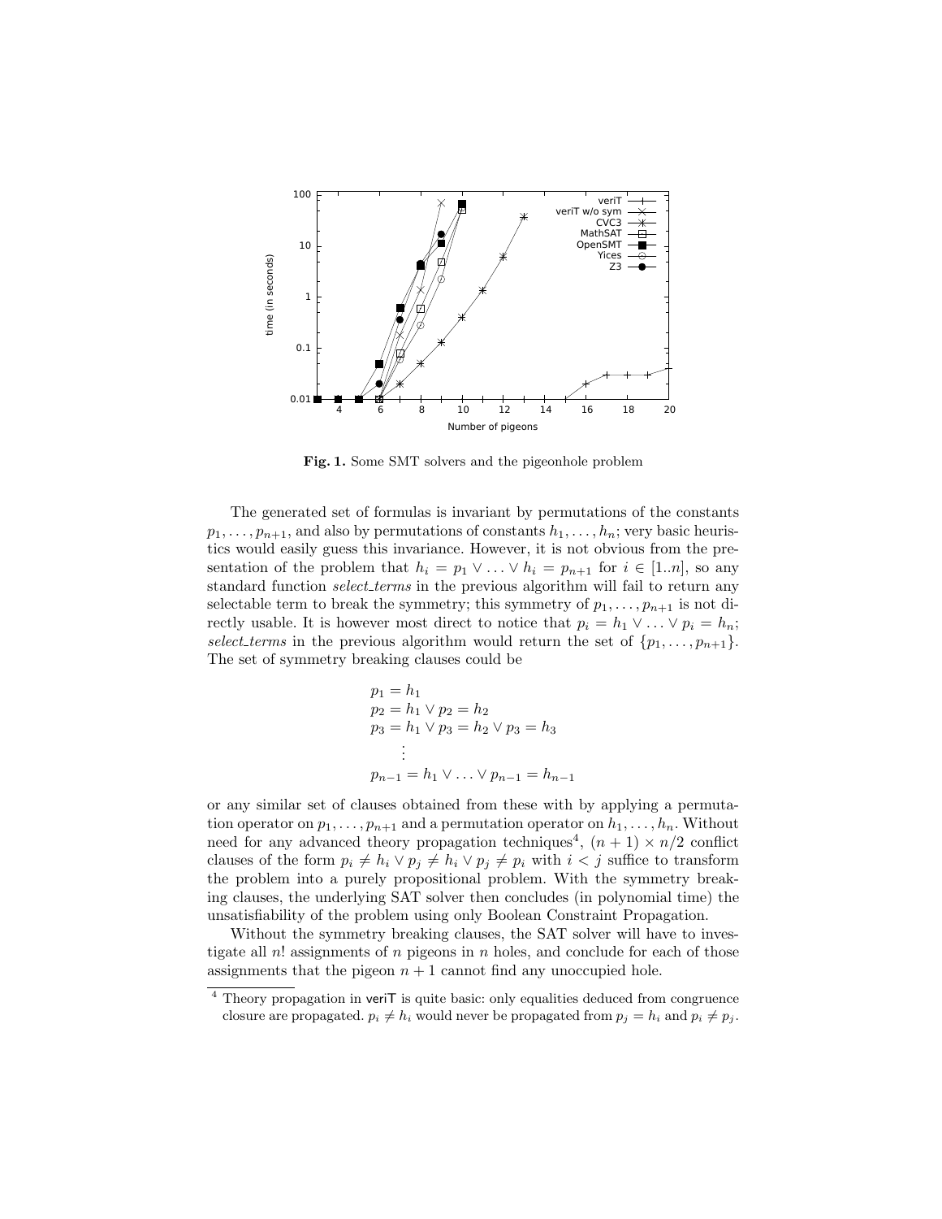**Fig. 1.** Some SMT solvers and the pigeonhole problem

The generated set of formulas is invariant by permutations of the constants $p_1, \ldots, p_{n+1}$, and also by permutations of constants $h_1, \ldots, h_n$; very basic heuristics would easily guess this invariance. However, it is not obvious from the presentation of the problem that $h_i = p_1 \vee \ldots \vee h_i = p_{n+1}$ for $i \in [1..n]$, so any standard function *select_terms* in the previous algorithm will fail to return any selectable term to break the symmetry; this symmetry of $p_1, \ldots, p_{n+1}$ is not directly usable. It is however most direct to notice that $p_i = h_1 \vee \ldots \vee p_i = h_n$; *select_terms* in the previous algorithm would return the set of $\{p_1, \ldots, p_{n+1}\}$. The set of symmetry breaking clauses could be

$$
\begin{array}{l}
p_1 = h_1 \\
p_2 = h_1 \vee p_2 = h_2 \\
p_3 = h_1 \vee p_3 = h_2 \vee p_3 = h_3 \\
\quad \vdots \\
p_{n-1} = h_1 \vee \ldots \vee p_{n-1} = h_{n-1}
\end{array}
$$

or any similar set of clauses obtained from these with by applying a permutation operator on $p_1, \ldots, p_{n+1}$ and a permutation operator on $h_1, \ldots, h_n$. Without need for any advanced theory propagation techniques[4], $(n+1) \times n/2$ conflict clauses of the form $p_i \neq h_i \vee p_j \neq h_i \vee p_j \neq p_i$ with $i < j$ suffice to transform the problem into a purely propositional problem. With the symmetry breaking clauses, the underlying SAT solver then concludes (in polynomial time) the unsatisfiability of the problem using only Boolean Constraint Propagation.

Without the symmetry breaking clauses, the SAT solver will have to investigate all $n!$ assignments of $n$ pigeons in $n$ holes, and conclude for each of those assignments that the pigeon $n+1$ cannot find any unoccupied hole.

[4] Theory propagation in veriT is quite basic: only equalities deduced from congruence closure are propagated. $p_i \neq h_i$ would never be propagated from $p_j = h_i$ and $p_i \neq p_j$.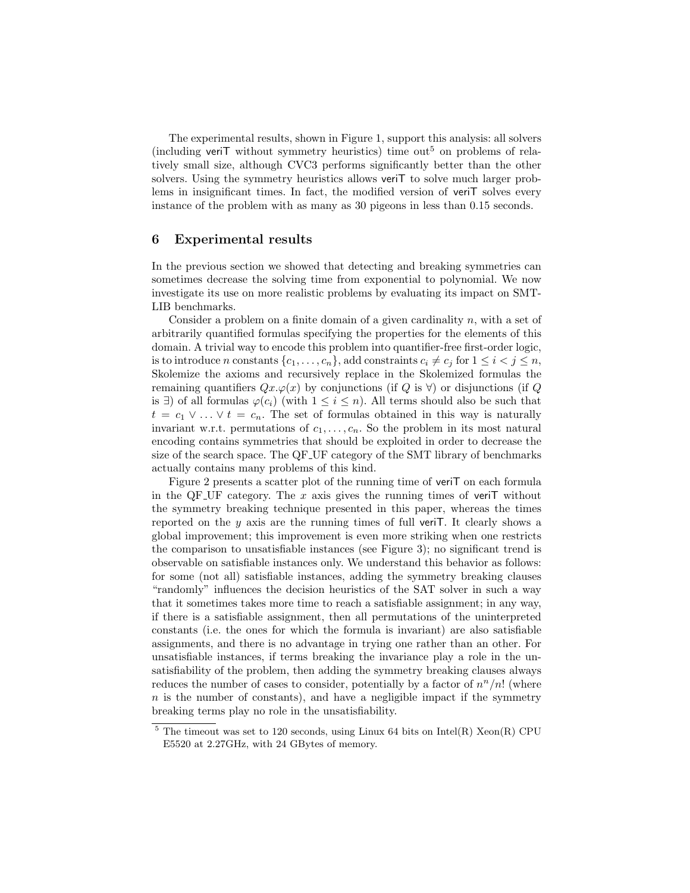The experimental results, shown in Figure 1, support this analysis: all solvers (including veriT without symmetry heuristics) time out[5] on problems of relatively small size, although CVC3 performs significantly better than the other solvers. Using the symmetry heuristics allows veriT to solve much larger problems in insignificant times. In fact, the modified version of veriT solves every instance of the problem with as many as 30 pigeons in less than 0.15 seconds.

## 6 Experimental results

In the previous section we showed that detecting and breaking symmetries can sometimes decrease the solving time from exponential to polynomial. We now investigate its use on more realistic problems by evaluating its impact on SMT-LIB benchmarks.

Consider a problem on a finite domain of a given cardinality $n$, with a set of arbitrarily quantified formulas specifying the properties for the elements of this domain. A trivial way to encode this problem into quantifier-free first-order logic, is to introduce $n$ constants $\{c_1, \ldots, c_n\}$, add constraints $c_i \neq c_j$ for $1 \leq i < j \leq n$, Skolemize the axioms and recursively replace in the Skolemized formulas the remaining quantifiers $Qx.\varphi(x)$ by conjunctions (if $Q$ is $\forall$) or disjunctions (if $Q$ is $\exists$) of all formulas $\varphi(c_i)$ (with $1 \leq i \leq n$). All terms should also be such that $t = c_1 \vee \ldots \vee t = c_n$. The set of formulas obtained in this way is naturally invariant w.r.t. permutations of $c_1, \ldots, c_n$. So the problem in its most natural encoding contains symmetries that should be exploited in order to decrease the size of the search space. The QF_UF category of the SMT library of benchmarks actually contains many problems of this kind.

Figure 2 presents a scatter plot of the running time of veriT on each formula in the QF_UF category. The $x$ axis gives the running times of veriT without the symmetry breaking technique presented in this paper, whereas the times reported on the $y$ axis are the running times of full veriT. It clearly shows a global improvement; this improvement is even more striking when one restricts the comparison to unsatisfiable instances (see Figure 3); no significant trend is observable on satisfiable instances only. We understand this behavior as follows: for some (not all) satisfiable instances, adding the symmetry breaking clauses "randomly" influences the decision heuristics of the SAT solver in such a way that it sometimes takes more time to reach a satisfiable assignment; in any way, if there is a satisfiable assignment, then all permutations of the uninterpreted constants (i.e. the ones for which the formula is invariant) are also satisfiable assignments, and there is no advantage in trying one rather than an other. For unsatisfiable instances, if terms breaking the invariance play a role in the unsatisfiability of the problem, then adding the symmetry breaking clauses always reduces the number of cases to consider, potentially by a factor of $n^n/n!$ (where $n$ is the number of constants), and have a negligible impact if the symmetry breaking terms play no role in the unsatisfiability.

[5] The timeout was set to 120 seconds, using Linux 64 bits on Intel(R) Xeon(R) CPU E5520 at 2.27GHz, with 24 GBytes of memory.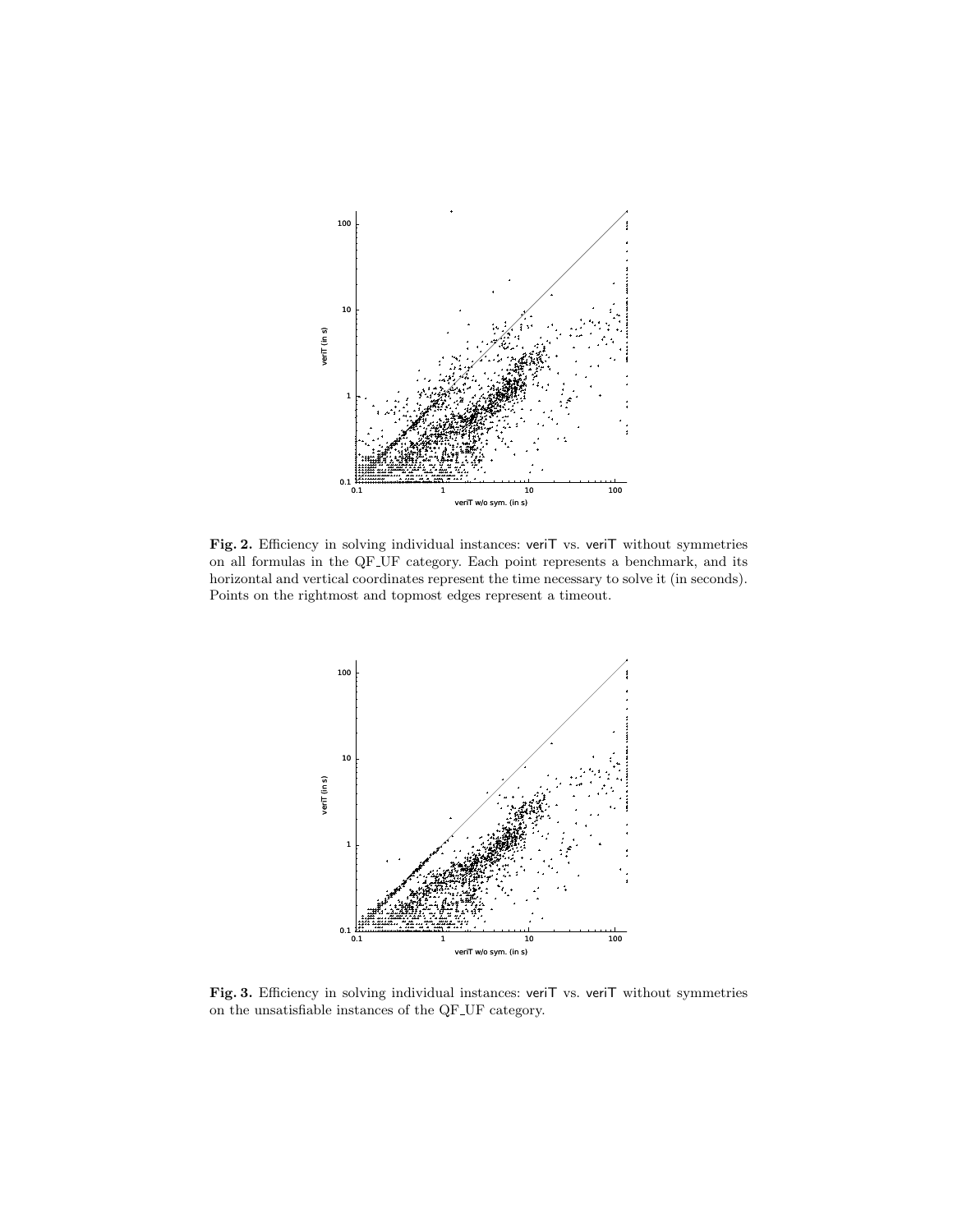**Fig. 2.** Efficiency in solving individual instances: veriT vs. veriT without symmetries on all formulas in the QF_UF category. Each point represents a benchmark, and its horizontal and vertical coordinates represent the time necessary to solve it (in seconds). Points on the rightmost and topmost edges represent a timeout.

**Fig. 3.** Efficiency in solving individual instances: veriT vs. veriT without symmetries on the unsatisfiable instances of the QF_UF category.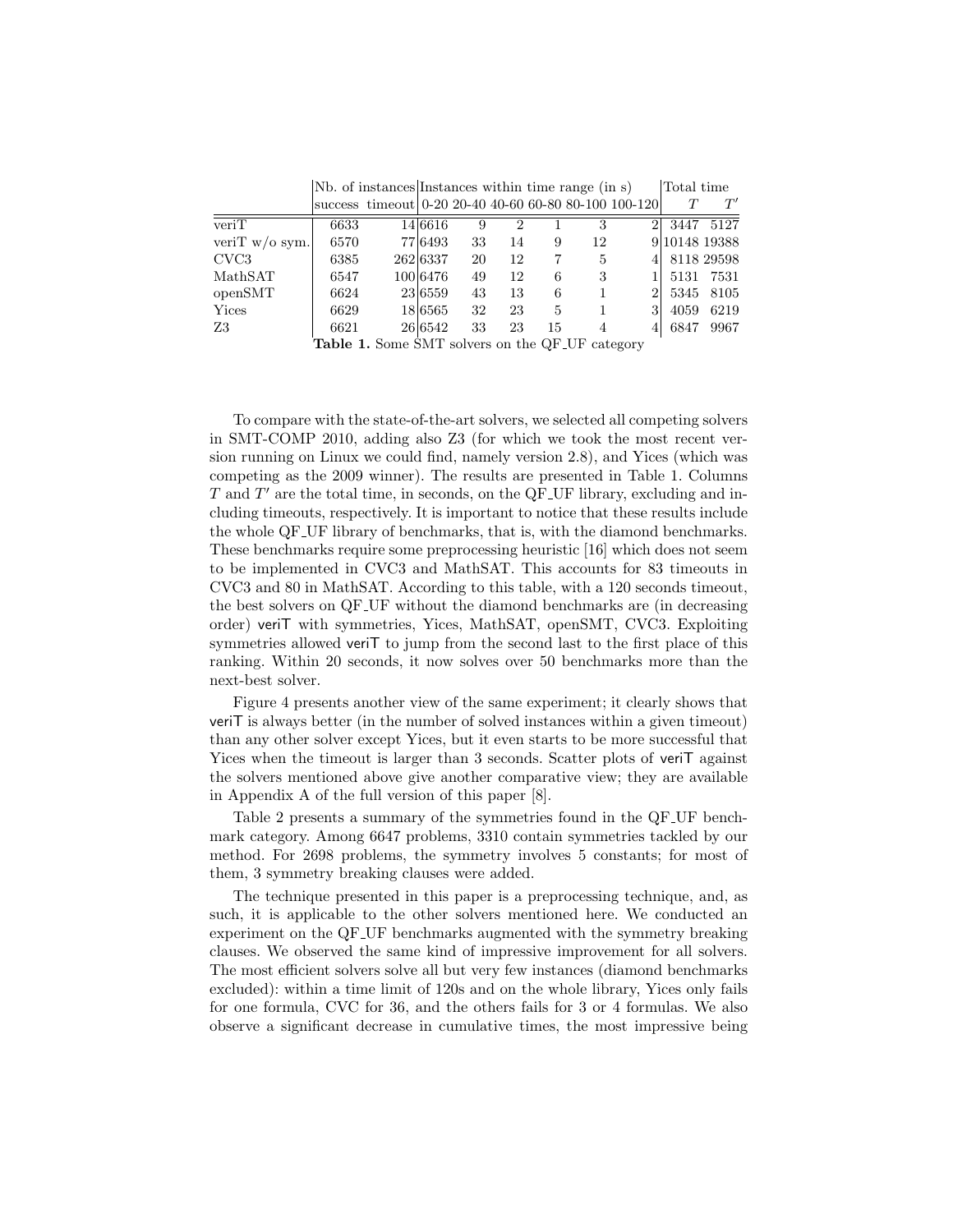| | Nb. of instances | | Instances within time range (in s) | | | | | | Total time | |
|---|---|---|---|---|---|---|---|---|---|---|
| | success | timeout | 0-20 | 20-40 | 40-60 | 60-80 | 80-100 | 100-120 | $T$ | $T'$ |
| veriT | 6633 | 14 | 6616 | 9 | 2 | 1 | 3 | 2 | 3447 | 5127 |
| veriT w/o sym. | 6570 | 77 | 6493 | 33 | 14 | 9 | 12 | 9 | 10148 | 19388 |
| CVC3 | 6385 | 262 | 6337 | 20 | 12 | 7 | 5 | 4 | 8118 | 29598 |
| MathSAT | 6547 | 100 | 6476 | 49 | 12 | 6 | 3 | 1 | 5131 | 7531 |
| openSMT | 6624 | 23 | 6559 | 43 | 13 | 6 | 1 | 2 | 5345 | 8105 |
| Yices | 6629 | 18 | 6565 | 32 | 23 | 5 | 1 | 3 | 4059 | 6219 |
| Z3 | 6621 | 26 | 6542 | 33 | 23 | 15 | 4 | 4 | 6847 | 9967 |

**Table 1.** Some SMT solvers on the QF_UF category

To compare with the state-of-the-art solvers, we selected all competing solvers in SMT-COMP 2010, adding also Z3 (for which we took the most recent version running on Linux we could find, namely version 2.8), and Yices (which was competing as the 2009 winner). The results are presented in Table 1. Columns $T$ and $T'$ are the total time, in seconds, on the QF_UF library, excluding and including timeouts, respectively. It is important to notice that these results include the whole QF_UF library of benchmarks, that is, with the diamond benchmarks. These benchmarks require some preprocessing heuristic [16] which does not seem to be implemented in CVC3 and MathSAT. This accounts for 83 timeouts in CVC3 and 80 in MathSAT. According to this table, with a 120 seconds timeout, the best solvers on QF_UF without the diamond benchmarks are (in decreasing order) veriT with symmetries, Yices, MathSAT, openSMT, CVC3. Exploiting symmetries allowed veriT to jump from the second last to the first place of this ranking. Within 20 seconds, it now solves over 50 benchmarks more than the next-best solver.

Figure 4 presents another view of the same experiment; it clearly shows that veriT is always better (in the number of solved instances within a given timeout) than any other solver except Yices, but it even starts to be more successful that Yices when the timeout is larger than 3 seconds. Scatter plots of veriT against the solvers mentioned above give another comparative view; they are available in Appendix A of the full version of this paper [8].

Table 2 presents a summary of the symmetries found in the QF_UF benchmark category. Among 6647 problems, 3310 contain symmetries tackled by our method. For 2698 problems, the symmetry involves 5 constants; for most of them, 3 symmetry breaking clauses were added.

The technique presented in this paper is a preprocessing technique, and, as such, it is applicable to the other solvers mentioned here. We conducted an experiment on the QF_UF benchmarks augmented with the symmetry breaking clauses. We observed the same kind of impressive improvement for all solvers. The most efficient solvers solve all but very few instances (diamond benchmarks excluded): within a time limit of 120s and on the whole library, Yices only fails for one formula, CVC for 36, and the others fails for 3 or 4 formulas. We also observe a significant decrease in cumulative times, the most impressive being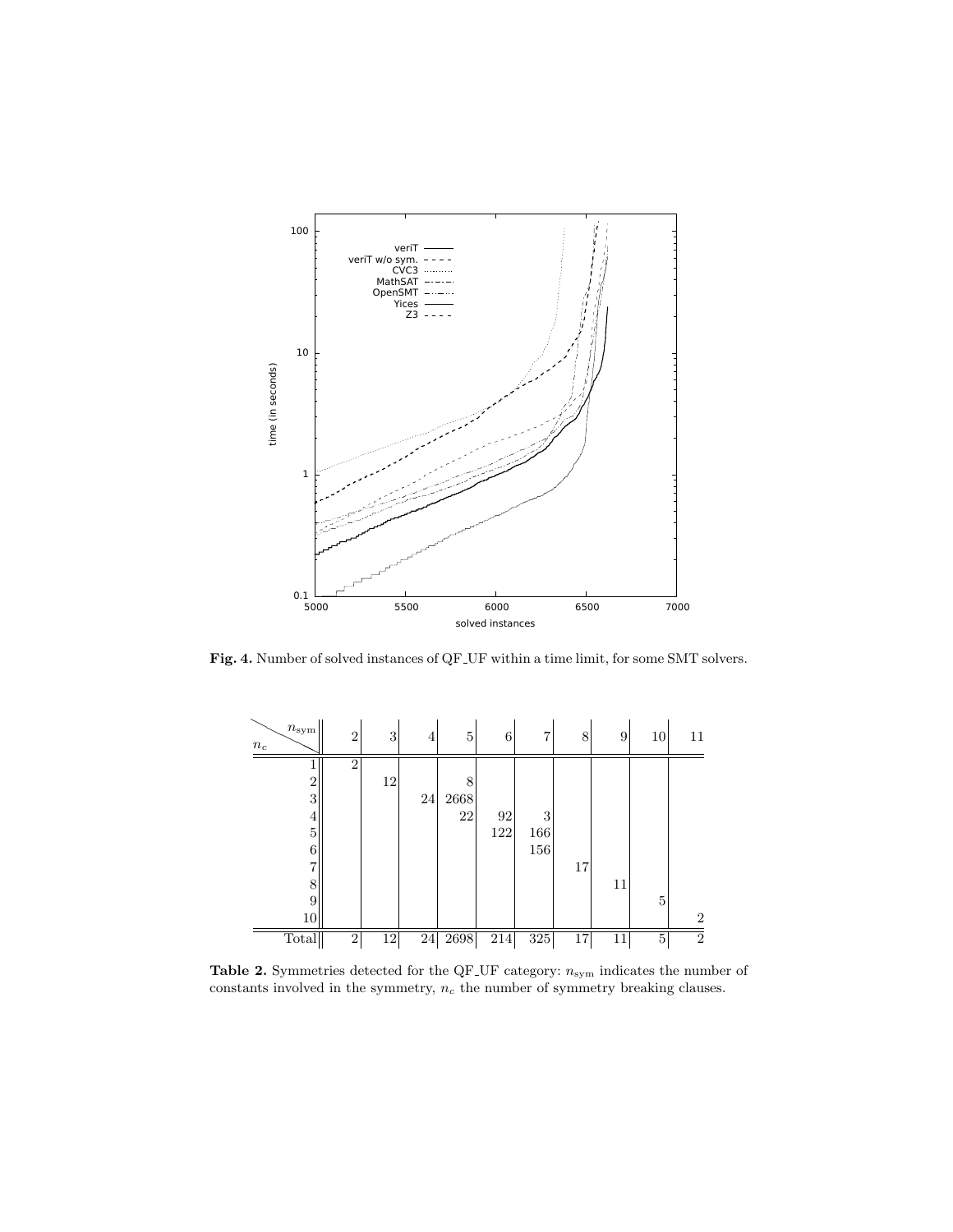**Fig. 4.** Number of solved instances of QF_UF within a time limit, for some SMT solvers.

| $n_c$ \ $n_{\text{sym}}$ | 2 | 3 | 4 | 5 | 6 | 7 | 8 | 9 | 10 | 11 |
|---|---|---|---|---|---|---|---|---|---|---|
| 1 | 2 | | | | | | | | | |
| 2 | | 12 | | 8 | | | | | | |
| 3 | | | 24 | 2668 | | | | | | |
| 4 | | | | 22 | 92 | 3 | | | | |
| 5 | | | | | 122 | 166 | | | | |
| 6 | | | | | | 156 | | | | |
| 7 | | | | | | | 17 | | | |
| 8 | | | | | | | | 11 | | |
| 9 | | | | | | | | | 5 | |
| 10 | | | | | | | | | | 2 |
| Total | 2 | 12 | 24 | 2698 | 214 | 325 | 17 | 11 | 5 | 2 |

**Table 2.** Symmetries detected for the QF_UF category: $n_{\text{sym}}$ indicates the number of constants involved in the symmetry, $n_c$ the number of symmetry breaking clauses.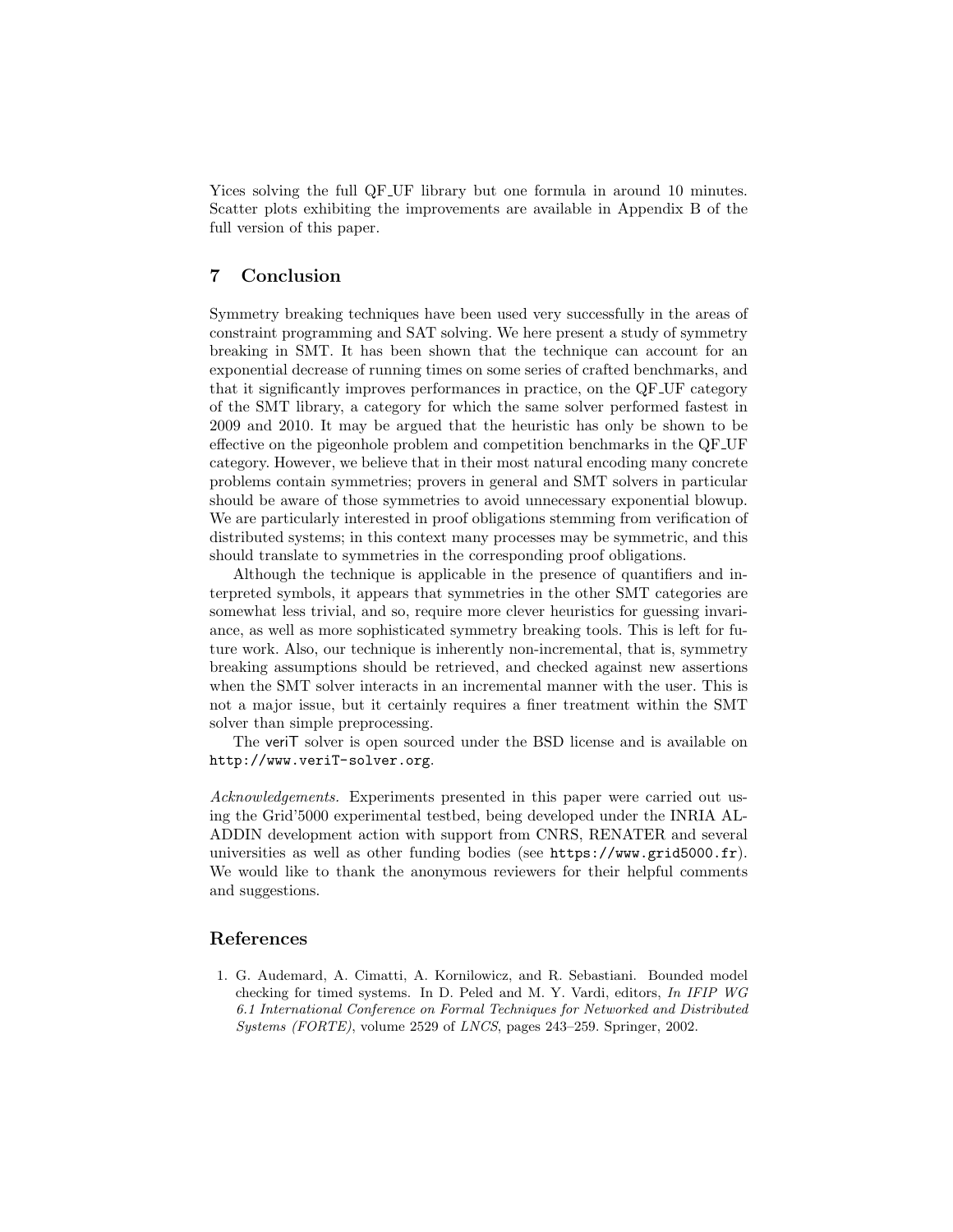Yices solving the full QF_UF library but one formula in around 10 minutes. Scatter plots exhibiting the improvements are available in Appendix B of the full version of this paper.

## 7 Conclusion

Symmetry breaking techniques have been used very successfully in the areas of constraint programming and SAT solving. We here present a study of symmetry breaking in SMT. It has been shown that the technique can account for an exponential decrease of running times on some series of crafted benchmarks, and that it significantly improves performances in practice, on the QF_UF category of the SMT library, a category for which the same solver performed fastest in 2009 and 2010. It may be argued that the heuristic has only be shown to be effective on the pigeonhole problem and competition benchmarks in the QF_UF category. However, we believe that in their most natural encoding many concrete problems contain symmetries; provers in general and SMT solvers in particular should be aware of those symmetries to avoid unnecessary exponential blowup. We are particularly interested in proof obligations stemming from verification of distributed systems; in this context many processes may be symmetric, and this should translate to symmetries in the corresponding proof obligations.

Although the technique is applicable in the presence of quantifiers and interpreted symbols, it appears that symmetries in the other SMT categories are somewhat less trivial, and so, require more clever heuristics for guessing invariance, as well as more sophisticated symmetry breaking tools. This is left for future work. Also, our technique is inherently non-incremental, that is, symmetry breaking assumptions should be retrieved, and checked against new assertions when the SMT solver interacts in an incremental manner with the user. This is not a major issue, but it certainly requires a finer treatment within the SMT solver than simple preprocessing.

The veriT solver is open sourced under the BSD license and is available on `http://www.veriT-solver.org`.

*Acknowledgements.* Experiments presented in this paper were carried out using the Grid'5000 experimental testbed, being developed under the INRIA ALADDIN development action with support from CNRS, RENATER and several universities as well as other funding bodies (see `https://www.grid5000.fr`). We would like to thank the anonymous reviewers for their helpful comments and suggestions.

## References

1. G. Audemard, A. Cimatti, A. Kornilowicz, and R. Sebastiani. Bounded model checking for timed systems. In D. Peled and M. Y. Vardi, editors, *In IFIP WG 6.1 International Conference on Formal Techniques for Networked and Distributed Systems (FORTE)*, volume 2529 of *LNCS*, pages 243–259. Springer, 2002.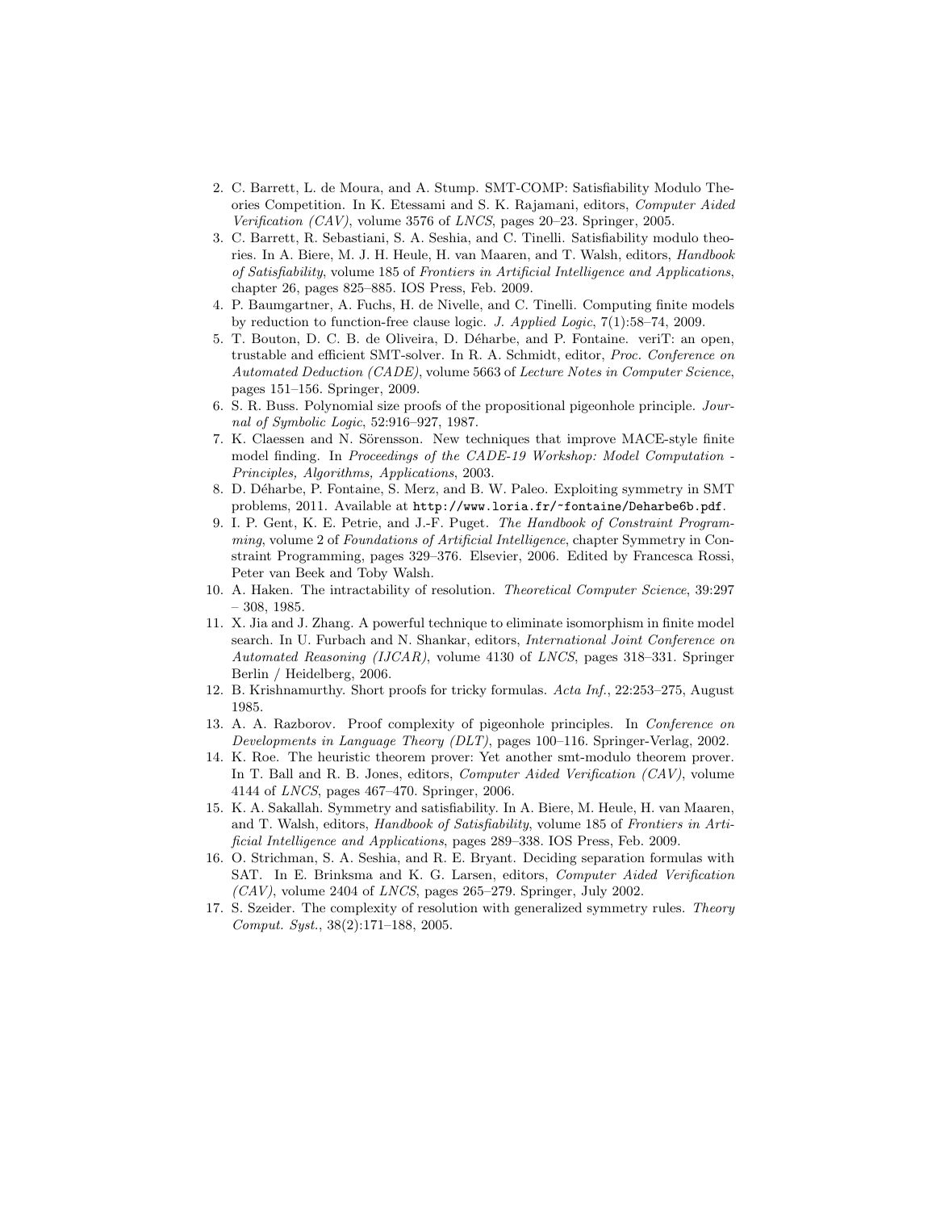2. C. Barrett, L. de Moura, and A. Stump. SMT-COMP: Satisfiability Modulo Theories Competition. In K. Etessami and S. K. Rajamani, editors, *Computer Aided Verification (CAV)*, volume 3576 of *LNCS*, pages 20–23. Springer, 2005.
3. C. Barrett, R. Sebastiani, S. A. Seshia, and C. Tinelli. Satisfiability modulo theories. In A. Biere, M. J. H. Heule, H. van Maaren, and T. Walsh, editors, *Handbook of Satisfiability*, volume 185 of *Frontiers in Artificial Intelligence and Applications*, chapter 26, pages 825–885. IOS Press, Feb. 2009.
4. P. Baumgartner, A. Fuchs, H. de Nivelle, and C. Tinelli. Computing finite models by reduction to function-free clause logic. *J. Applied Logic*, 7(1):58–74, 2009.
5. T. Bouton, D. C. B. de Oliveira, D. Déharbe, and P. Fontaine. veriT: an open, trustable and efficient SMT-solver. In R. A. Schmidt, editor, *Proc. Conference on Automated Deduction (CADE)*, volume 5663 of *Lecture Notes in Computer Science*, pages 151–156. Springer, 2009.
6. S. R. Buss. Polynomial size proofs of the propositional pigeonhole principle. *Journal of Symbolic Logic*, 52:916–927, 1987.
7. K. Claessen and N. Sörensson. New techniques that improve MACE-style finite model finding. In *Proceedings of the CADE-19 Workshop: Model Computation - Principles, Algorithms, Applications*, 2003.
8. D. Déharbe, P. Fontaine, S. Merz, and B. W. Paleo. Exploiting symmetry in SMT problems, 2011. Available at `http://www.loria.fr/~fontaine/Deharbe6b.pdf`.
9. I. P. Gent, K. E. Petrie, and J.-F. Puget. *The Handbook of Constraint Programming*, volume 2 of *Foundations of Artificial Intelligence*, chapter Symmetry in Constraint Programming, pages 329–376. Elsevier, 2006. Edited by Francesca Rossi, Peter van Beek and Toby Walsh.
10. A. Haken. The intractability of resolution. *Theoretical Computer Science*, 39:297 – 308, 1985.
11. X. Jia and J. Zhang. A powerful technique to eliminate isomorphism in finite model search. In U. Furbach and N. Shankar, editors, *International Joint Conference on Automated Reasoning (IJCAR)*, volume 4130 of *LNCS*, pages 318–331. Springer Berlin / Heidelberg, 2006.
12. B. Krishnamurthy. Short proofs for tricky formulas. *Acta Inf.*, 22:253–275, August 1985.
13. A. A. Razborov. Proof complexity of pigeonhole principles. In *Conference on Developments in Language Theory (DLT)*, pages 100–116. Springer-Verlag, 2002.
14. K. Roe. The heuristic theorem prover: Yet another smt-modulo theorem prover. In T. Ball and R. B. Jones, editors, *Computer Aided Verification (CAV)*, volume 4144 of *LNCS*, pages 467–470. Springer, 2006.
15. K. A. Sakallah. Symmetry and satisfiability. In A. Biere, M. Heule, H. van Maaren, and T. Walsh, editors, *Handbook of Satisfiability*, volume 185 of *Frontiers in Artificial Intelligence and Applications*, pages 289–338. IOS Press, Feb. 2009.
16. O. Strichman, S. A. Seshia, and R. E. Bryant. Deciding separation formulas with SAT. In E. Brinksma and K. G. Larsen, editors, *Computer Aided Verification (CAV)*, volume 2404 of *LNCS*, pages 265–279. Springer, July 2002.
17. S. Szeider. The complexity of resolution with generalized symmetry rules. *Theory Comput. Syst.*, 38(2):171–188, 2005.